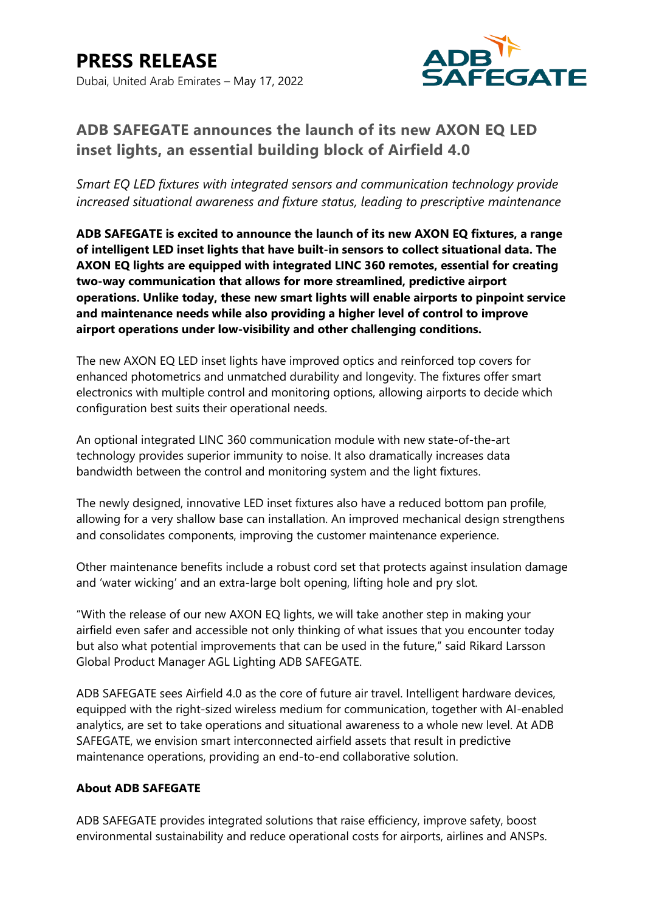# PRESS RELEASE

Dubai, United Arab Emirates – May 17, 2022

## ADB SAFEGATE announces the launch of its new AXON EQ LED inset lights, an essential building block of Airfield 4.0

*Smart EQ LED fixtures with integrated sensors and communication technology provide increased situational awareness and fixture status, leading to prescriptive maintenance*

**ADB SAFEGATE is excited to announce the launch of its new AXON EQ fixtures, a range of intelligent LED inset lights that have built-in sensors to collect situational data. The AXON EQ lights are equipped with integrated LINC 360 remotes, essential for creating two-way communication that allows for more streamlined, predictive airport operations. Unlike today, these new smart lights will enable airports to pinpoint service and maintenance needs while also providing a higher level of control to improve airport operations under low-visibility and other challenging conditions.**

The new AXON EQ LED inset lights have improved optics and reinforced top covers for enhanced photometrics and unmatched durability and longevity. The fixtures offer smart electronics with multiple control and monitoring options, allowing airports to decide which configuration best suits their operational needs.

An optional integrated LINC 360 communication module with new state-of-the-art technology provides superior immunity to noise. It also dramatically increases data bandwidth between the control and monitoring system and the light fixtures.

The newly designed, innovative LED inset fixtures also have a reduced bottom pan profile, allowing for a very shallow base can installation. An improved mechanical design strengthens and consolidates components, improving the customer maintenance experience.

Other maintenance benefits include a robust cord set that protects against insulation damage and 'water wicking' and an extra-large bolt opening, lifting hole and pry slot.

"With the release of our new AXON EQ lights, we will take another step in making your airfield even safer and accessible not only thinking of what issues that you encounter today but also what potential improvements that can be used in the future," said Rikard Larsson Global Product Manager AGL Lighting ADB SAFEGATE.

ADB SAFEGATE sees Airfield 4.0 as the core of future air travel. Intelligent hardware devices, equipped with the right-sized wireless medium for communication, together with AI-enabled analytics, are set to take operations and situational awareness to a whole new level. At ADB SAFEGATE, we envision smart interconnected airfield assets that result in predictive maintenance operations, providing an end-to-end collaborative solution.

**About ADB SAFEGATE**

ADB SAFEGATE provides integrated solutions that raise efficiency, improve safety, boost environmental sustainability and reduce operational costs for airports, airlines and ANSPs.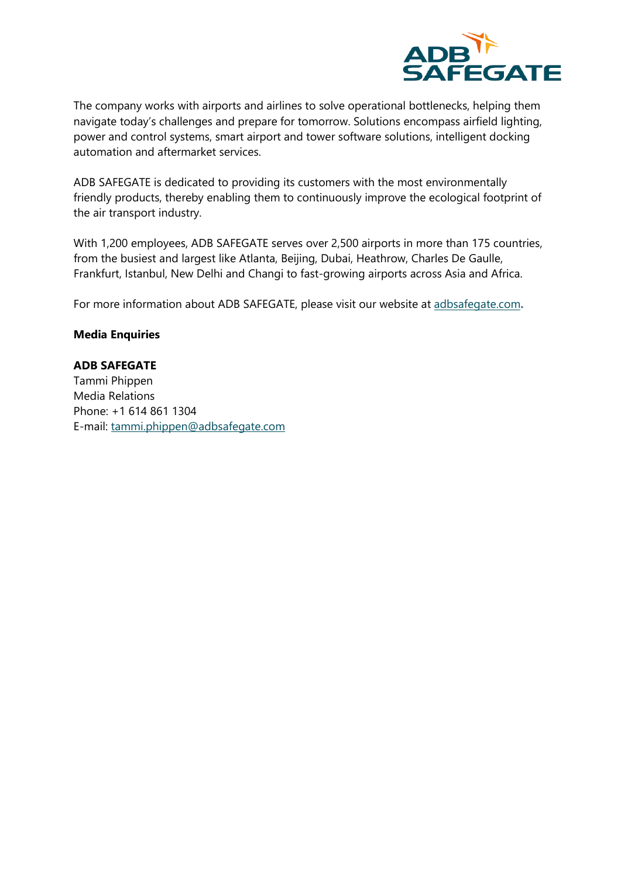The company works with airports and airlines to solve operational bottlenecks, helping them navigate today's challenges and prepare for tomorrow. Solutions encompass airfield lighting, power and control systems, smart airport and tower software solutions, intelligent docking automation and aftermarket services.

ADB SAFEGATE is dedicated to providing its customers with the most environmentally friendly products, thereby enabling them to continuously improve the ecological footprint of the air transport industry.

With 1,200 employees, ADB SAFEGATE serves over 2,500 airports in more than 175 countries, from the busiest and largest like Atlanta, Beijing, Dubai, Heathrow, Charles De Gaulle, Frankfurt, Istanbul, New Delhi and Changi to fast-growing airports across Asia and Africa.

For more information about ADB SAFEGATE, please visit our website at adbsafegate.com.

**Media Enquiries**

**ADB SAFEGATE**
Tammi Phippen
Media Relations
Phone: +1 614 861 1304
E-mail: tammi.phippen@adbsafegate.com